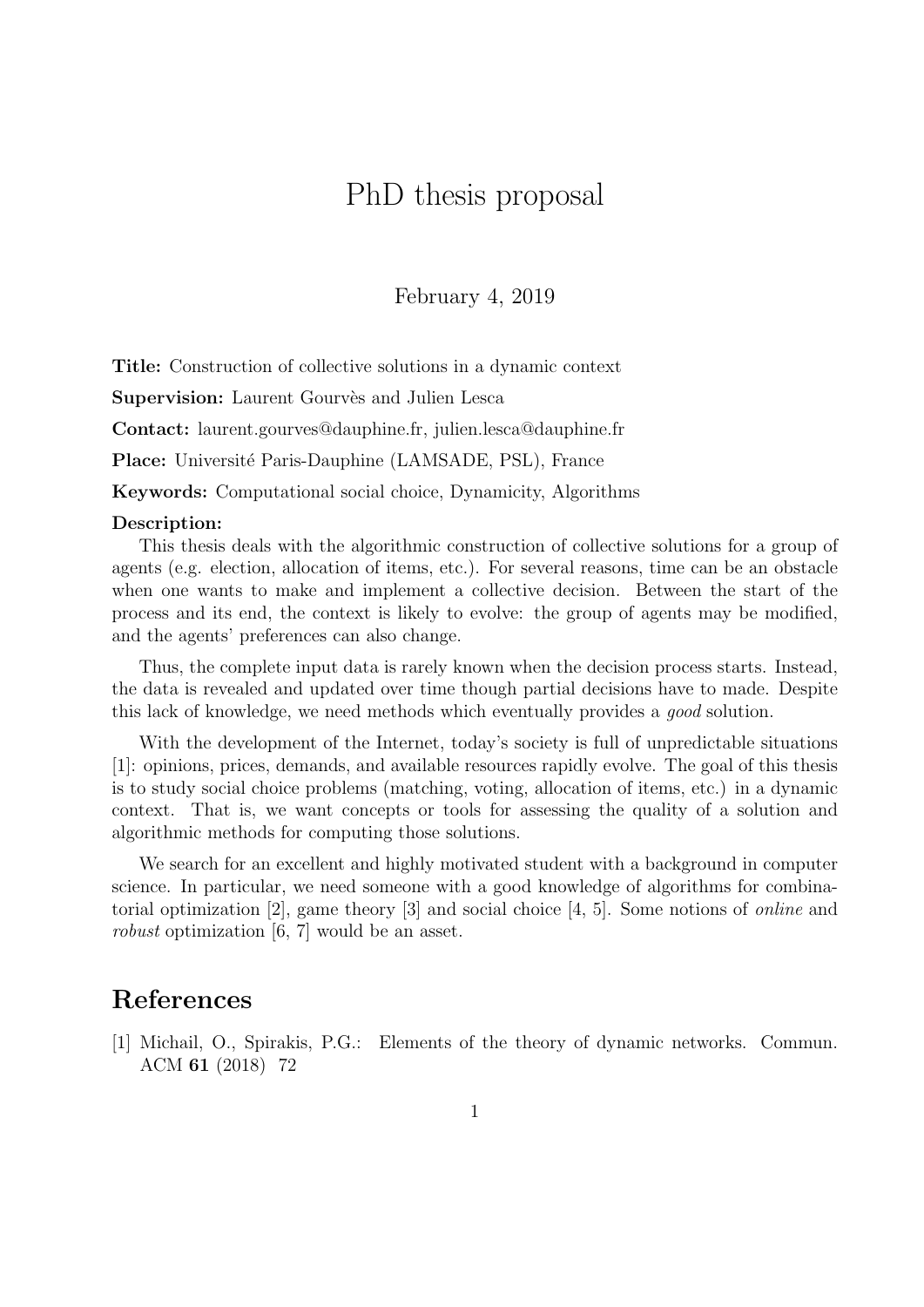# PhD thesis proposal

February 4, 2019

**Title:** Construction of collective solutions in a dynamic context

**Supervision:** Laurent Gourvès and Julien Lesca

**Contact:** laurent.gourves@dauphine.fr, julien.lesca@dauphine.fr

**Place:** Université Paris-Dauphine (LAMSADE, PSL), France

**Keywords:** Computational social choice, Dynamicity, Algorithms

**Description:**

This thesis deals with the algorithmic construction of collective solutions for a group of agents (e.g. election, allocation of items, etc.). For several reasons, time can be an obstacle when one wants to make and implement a collective decision. Between the start of the process and its end, the context is likely to evolve: the group of agents may be modified, and the agents' preferences can also change.

Thus, the complete input data is rarely known when the decision process starts. Instead, the data is revealed and updated over time though partial decisions have to made. Despite this lack of knowledge, we need methods which eventually provides a *good* solution.

With the development of the Internet, today's society is full of unpredictable situations [1]: opinions, prices, demands, and available resources rapidly evolve. The goal of this thesis is to study social choice problems (matching, voting, allocation of items, etc.) in a dynamic context. That is, we want concepts or tools for assessing the quality of a solution and algorithmic methods for computing those solutions.

We search for an excellent and highly motivated student with a background in computer science. In particular, we need someone with a good knowledge of algorithms for combinatorial optimization [2], game theory [3] and social choice [4, 5]. Some notions of *online* and *robust* optimization [6, 7] would be an asset.

## References

[1] Michail, O., Spirakis, P.G.: Elements of the theory of dynamic networks. Commun. ACM **61** (2018) 72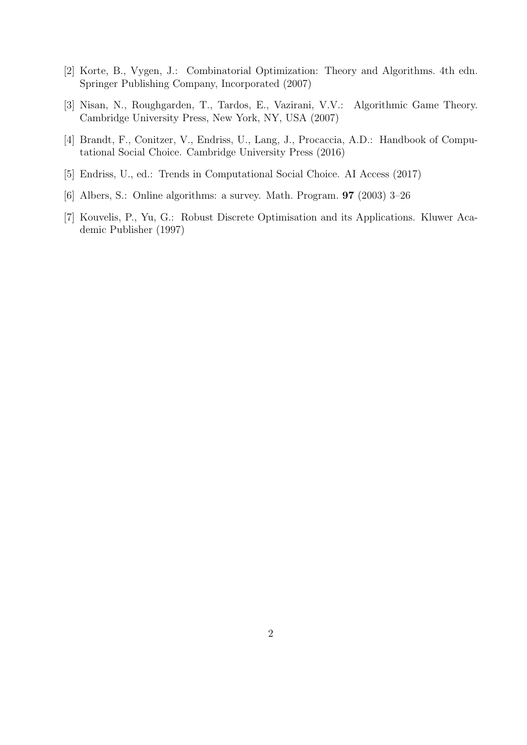[2] Korte, B., Vygen, J.: Combinatorial Optimization: Theory and Algorithms. 4th edn. Springer Publishing Company, Incorporated (2007)

[3] Nisan, N., Roughgarden, T., Tardos, E., Vazirani, V.V.: Algorithmic Game Theory. Cambridge University Press, New York, NY, USA (2007)

[4] Brandt, F., Conitzer, V., Endriss, U., Lang, J., Procaccia, A.D.: Handbook of Computational Social Choice. Cambridge University Press (2016)

[5] Endriss, U., ed.: Trends in Computational Social Choice. AI Access (2017)

[6] Albers, S.: Online algorithms: a survey. Math. Program. **97** (2003) 3–26

[7] Kouvelis, P., Yu, G.: Robust Discrete Optimisation and its Applications. Kluwer Academic Publisher (1997)